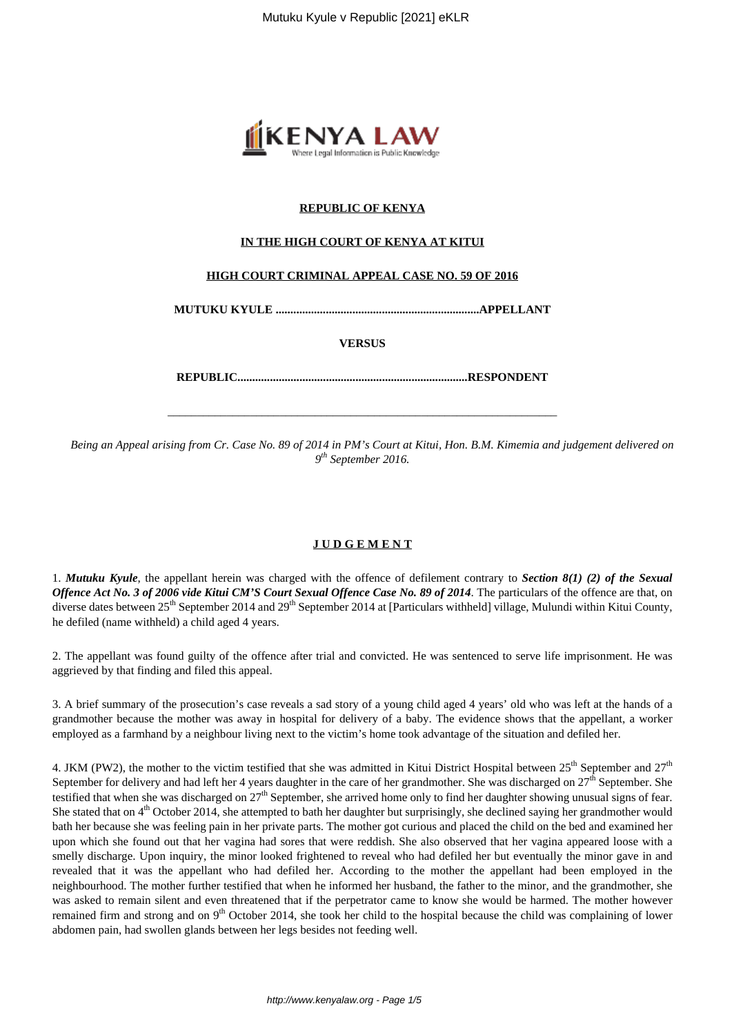**REPUBLIC OF KENYA**

**IN THE HIGH COURT OF KENYA AT KITUI**

**HIGH COURT CRIMINAL APPEAL CASE NO. 59 OF 2016**

**MUTUKU KYULE ....................................................................APPELLANT**

**VERSUS**

**REPUBLIC............................................................................RESPONDENT**

---

*Being an Appeal arising from Cr. Case No. 89 of 2014 in PM's Court at Kitui, Hon. B.M. Kimemia and judgement delivered on 9th September 2016.*

**J U D G E M E N T**

1. ***Mutuku Kyule***, the appellant herein was charged with the offence of defilement contrary to ***Section 8(1) (2) of the Sexual Offence Act No. 3 of 2006 vide Kitui CM'S Court Sexual Offence Case No. 89 of 2014***. The particulars of the offence are that, on diverse dates between 25th September 2014 and 29th September 2014 at [Particulars withheld] village, Mulundi within Kitui County, he defiled (name withheld) a child aged 4 years.

2. The appellant was found guilty of the offence after trial and convicted. He was sentenced to serve life imprisonment. He was aggrieved by that finding and filed this appeal.

3. A brief summary of the prosecution's case reveals a sad story of a young child aged 4 years' old who was left at the hands of a grandmother because the mother was away in hospital for delivery of a baby. The evidence shows that the appellant, a worker employed as a farmhand by a neighbour living next to the victim's home took advantage of the situation and defiled her.

4. JKM (PW2), the mother to the victim testified that she was admitted in Kitui District Hospital between 25th September and 27th September for delivery and had left her 4 years daughter in the care of her grandmother. She was discharged on 27th September. She testified that when she was discharged on 27th September, she arrived home only to find her daughter showing unusual signs of fear. She stated that on 4th October 2014, she attempted to bath her daughter but surprisingly, she declined saying her grandmother would bath her because she was feeling pain in her private parts. The mother got curious and placed the child on the bed and examined her upon which she found out that her vagina had sores that were reddish. She also observed that her vagina appeared loose with a smelly discharge. Upon inquiry, the minor looked frightened to reveal who had defiled her but eventually the minor gave in and revealed that it was the appellant who had defiled her. According to the mother the appellant had been employed in the neighbourhood. The mother further testified that when he informed her husband, the father to the minor, and the grandmother, she was asked to remain silent and even threatened that if the perpetrator came to know she would be harmed. The mother however remained firm and strong and on 9th October 2014, she took her child to the hospital because the child was complaining of lower abdomen pain, had swollen glands between her legs besides not feeding well.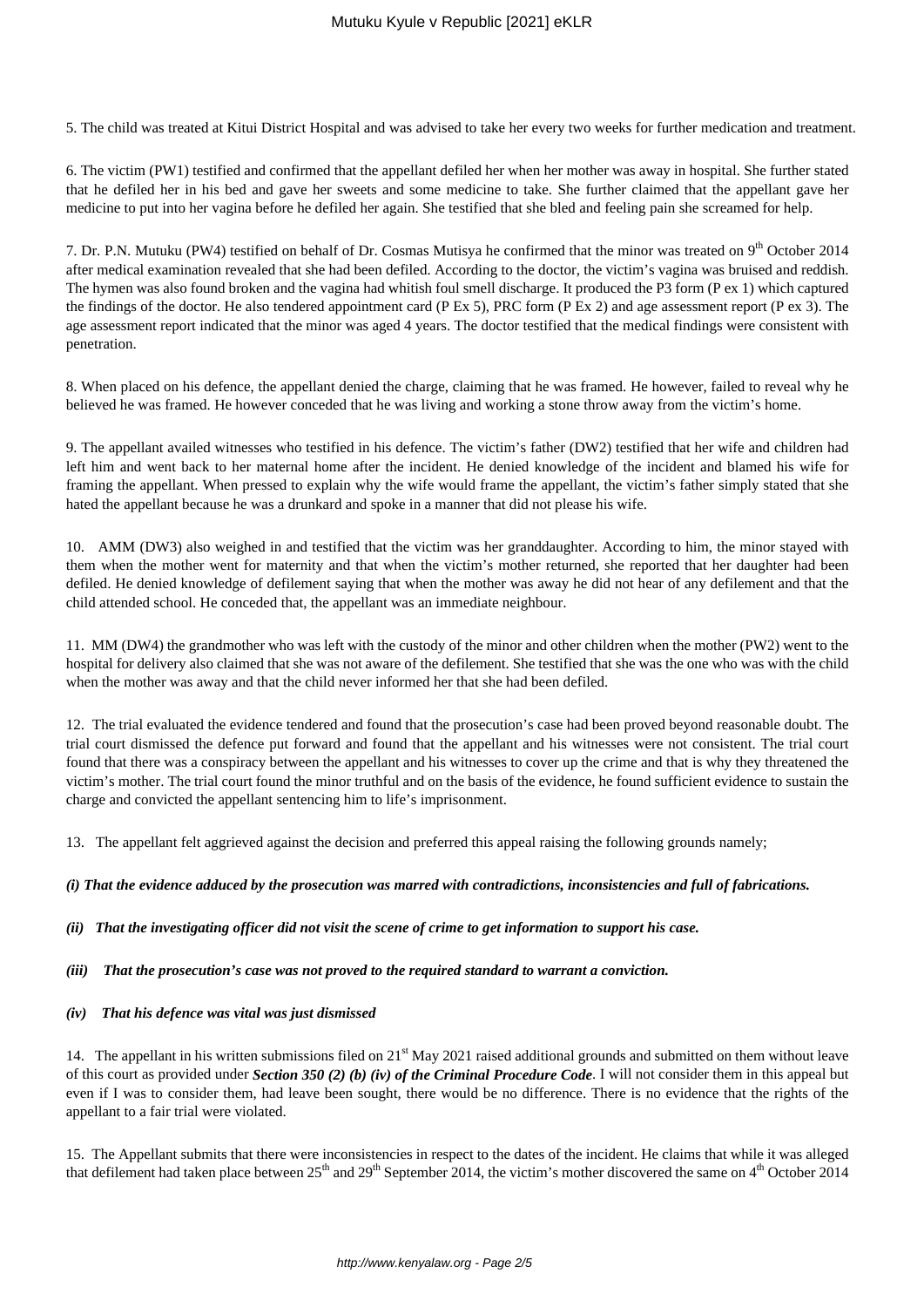5. The child was treated at Kitui District Hospital and was advised to take her every two weeks for further medication and treatment.

6. The victim (PW1) testified and confirmed that the appellant defiled her when her mother was away in hospital. She further stated that he defiled her in his bed and gave her sweets and some medicine to take. She further claimed that the appellant gave her medicine to put into her vagina before he defiled her again. She testified that she bled and feeling pain she screamed for help.

7. Dr. P.N. Mutuku (PW4) testified on behalf of Dr. Cosmas Mutisya he confirmed that the minor was treated on 9th October 2014 after medical examination revealed that she had been defiled. According to the doctor, the victim's vagina was bruised and reddish. The hymen was also found broken and the vagina had whitish foul smell discharge. It produced the P3 form (P ex 1) which captured the findings of the doctor. He also tendered appointment card (P Ex 5), PRC form (P Ex 2) and age assessment report (P ex 3). The age assessment report indicated that the minor was aged 4 years. The doctor testified that the medical findings were consistent with penetration.

8. When placed on his defence, the appellant denied the charge, claiming that he was framed. He however, failed to reveal why he believed he was framed. He however conceded that he was living and working a stone throw away from the victim's home.

9. The appellant availed witnesses who testified in his defence. The victim's father (DW2) testified that her wife and children had left him and went back to her maternal home after the incident. He denied knowledge of the incident and blamed his wife for framing the appellant. When pressed to explain why the wife would frame the appellant, the victim's father simply stated that she hated the appellant because he was a drunkard and spoke in a manner that did not please his wife.

10. AMM (DW3) also weighed in and testified that the victim was her granddaughter. According to him, the minor stayed with them when the mother went for maternity and that when the victim's mother returned, she reported that her daughter had been defiled. He denied knowledge of defilement saying that when the mother was away he did not hear of any defilement and that the child attended school. He conceded that, the appellant was an immediate neighbour.

11. MM (DW4) the grandmother who was left with the custody of the minor and other children when the mother (PW2) went to the hospital for delivery also claimed that she was not aware of the defilement. She testified that she was the one who was with the child when the mother was away and that the child never informed her that she had been defiled.

12. The trial evaluated the evidence tendered and found that the prosecution's case had been proved beyond reasonable doubt. The trial court dismissed the defence put forward and found that the appellant and his witnesses were not consistent. The trial court found that there was a conspiracy between the appellant and his witnesses to cover up the crime and that is why they threatened the victim's mother. The trial court found the minor truthful and on the basis of the evidence, he found sufficient evidence to sustain the charge and convicted the appellant sentencing him to life's imprisonment.

13. The appellant felt aggrieved against the decision and preferred this appeal raising the following grounds namely;

***(i) That the evidence adduced by the prosecution was marred with contradictions, inconsistencies and full of fabrications.***

***(ii) That the investigating officer did not visit the scene of crime to get information to support his case.***

***(iii) That the prosecution's case was not proved to the required standard to warrant a conviction.***

***(iv) That his defence was vital was just dismissed***

14. The appellant in his written submissions filed on 21st May 2021 raised additional grounds and submitted on them without leave of this court as provided under ***Section 350 (2) (b) (iv) of the Criminal Procedure Code***. I will not consider them in this appeal but even if I was to consider them, had leave been sought, there would be no difference. There is no evidence that the rights of the appellant to a fair trial were violated.

15. The Appellant submits that there were inconsistencies in respect to the dates of the incident. He claims that while it was alleged that defilement had taken place between 25th and 29th September 2014, the victim's mother discovered the same on 4th October 2014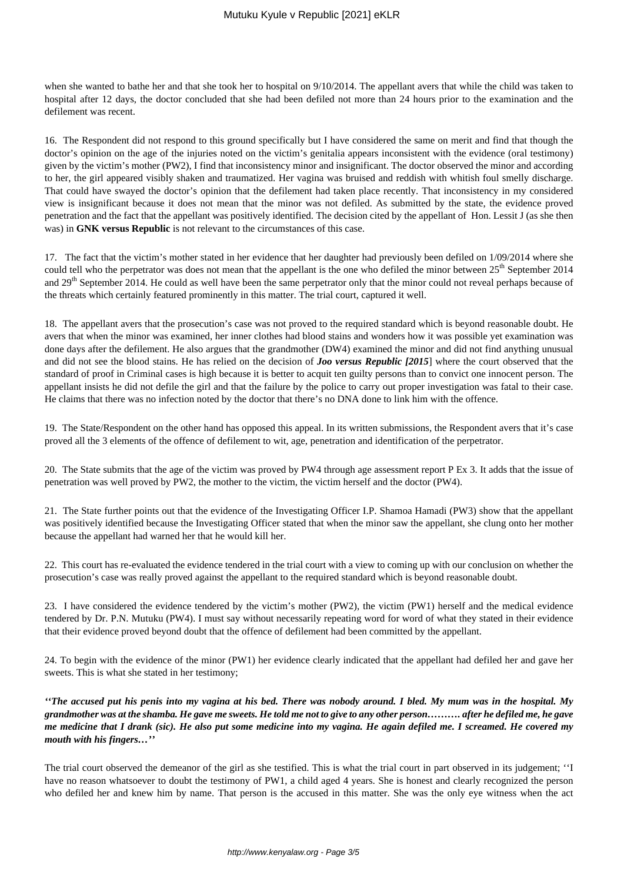when she wanted to bathe her and that she took her to hospital on 9/10/2014. The appellant avers that while the child was taken to hospital after 12 days, the doctor concluded that she had been defiled not more than 24 hours prior to the examination and the defilement was recent.

16. The Respondent did not respond to this ground specifically but I have considered the same on merit and find that though the doctor's opinion on the age of the injuries noted on the victim's genitalia appears inconsistent with the evidence (oral testimony) given by the victim's mother (PW2), I find that inconsistency minor and insignificant. The doctor observed the minor and according to her, the girl appeared visibly shaken and traumatized. Her vagina was bruised and reddish with whitish foul smelly discharge. That could have swayed the doctor's opinion that the defilement had taken place recently. That inconsistency in my considered view is insignificant because it does not mean that the minor was not defiled. As submitted by the state, the evidence proved penetration and the fact that the appellant was positively identified. The decision cited by the appellant of Hon. Lessit J (as she then was) in **GNK versus Republic** is not relevant to the circumstances of this case.

17. The fact that the victim's mother stated in her evidence that her daughter had previously been defiled on 1/09/2014 where she could tell who the perpetrator was does not mean that the appellant is the one who defiled the minor between 25th September 2014 and 29th September 2014. He could as well have been the same perpetrator only that the minor could not reveal perhaps because of the threats which certainly featured prominently in this matter. The trial court, captured it well.

18. The appellant avers that the prosecution's case was not proved to the required standard which is beyond reasonable doubt. He avers that when the minor was examined, her inner clothes had blood stains and wonders how it was possible yet examination was done days after the defilement. He also argues that the grandmother (DW4) examined the minor and did not find anything unusual and did not see the blood stains. He has relied on the decision of ***Joo versus Republic [2015***] where the court observed that the standard of proof in Criminal cases is high because it is better to acquit ten guilty persons than to convict one innocent person. The appellant insists he did not defile the girl and that the failure by the police to carry out proper investigation was fatal to their case. He claims that there was no infection noted by the doctor that there's no DNA done to link him with the offence.

19. The State/Respondent on the other hand has opposed this appeal. In its written submissions, the Respondent avers that it's case proved all the 3 elements of the offence of defilement to wit, age, penetration and identification of the perpetrator.

20. The State submits that the age of the victim was proved by PW4 through age assessment report P Ex 3. It adds that the issue of penetration was well proved by PW2, the mother to the victim, the victim herself and the doctor (PW4).

21. The State further points out that the evidence of the Investigating Officer I.P. Shamoa Hamadi (PW3) show that the appellant was positively identified because the Investigating Officer stated that when the minor saw the appellant, she clung onto her mother because the appellant had warned her that he would kill her.

22. This court has re-evaluated the evidence tendered in the trial court with a view to coming up with our conclusion on whether the prosecution's case was really proved against the appellant to the required standard which is beyond reasonable doubt.

23. I have considered the evidence tendered by the victim's mother (PW2), the victim (PW1) herself and the medical evidence tendered by Dr. P.N. Mutuku (PW4). I must say without necessarily repeating word for word of what they stated in their evidence that their evidence proved beyond doubt that the offence of defilement had been committed by the appellant.

24. To begin with the evidence of the minor (PW1) her evidence clearly indicated that the appellant had defiled her and gave her sweets. This is what she stated in her testimony;

***''The accused put his penis into my vagina at his bed. There was nobody around. I bled. My mum was in the hospital. My grandmother was at the shamba. He gave me sweets. He told me not to give to any other person………. after he defiled me, he gave me medicine that I drank (sic). He also put some medicine into my vagina. He again defiled me. I screamed. He covered my mouth with his fingers…''***

The trial court observed the demeanor of the girl as she testified. This is what the trial court in part observed in its judgement; ''I have no reason whatsoever to doubt the testimony of PW1, a child aged 4 years. She is honest and clearly recognized the person who defiled her and knew him by name. That person is the accused in this matter. She was the only eye witness when the act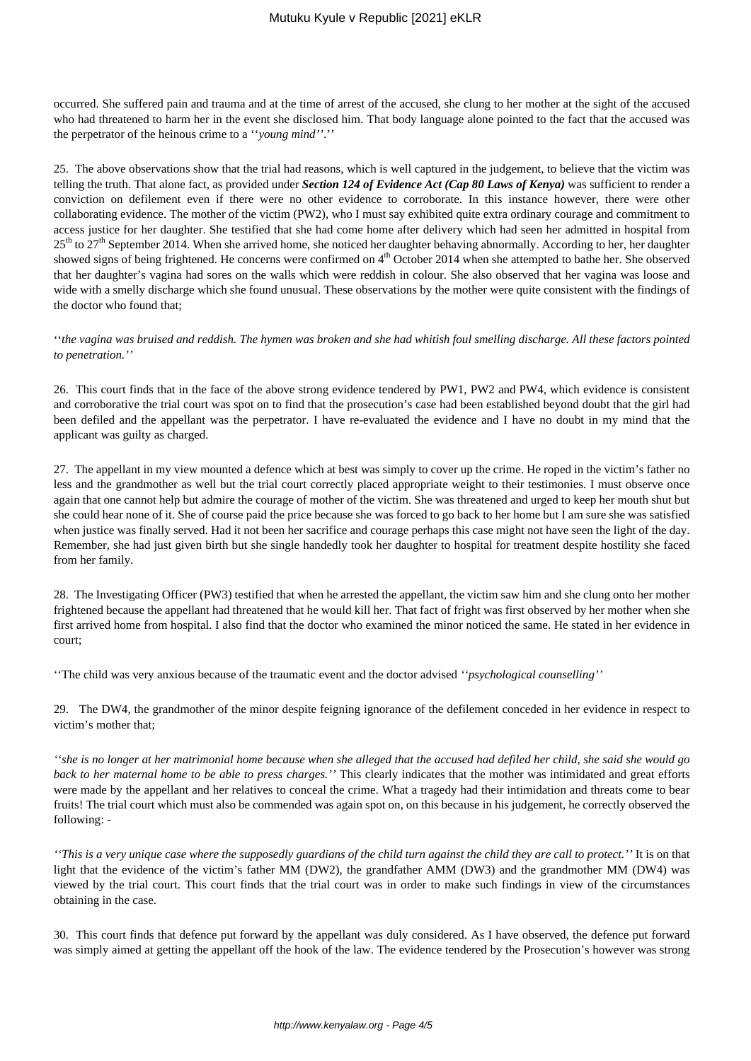occurred. She suffered pain and trauma and at the time of arrest of the accused, she clung to her mother at the sight of the accused who had threatened to harm her in the event she disclosed him. That body language alone pointed to the fact that the accused was the perpetrator of the heinous crime to a ''*young mind*''.''

25. The above observations show that the trial had reasons, which is well captured in the judgement, to believe that the victim was telling the truth. That alone fact, as provided under ***Section 124 of Evidence Act (Cap 80 Laws of Kenya)*** was sufficient to render a conviction on defilement even if there were no other evidence to corroborate. In this instance however, there were other collaborating evidence. The mother of the victim (PW2), who I must say exhibited quite extra ordinary courage and commitment to access justice for her daughter. She testified that she had come home after delivery which had seen her admitted in hospital from 25th to 27th September 2014. When she arrived home, she noticed her daughter behaving abnormally. According to her, her daughter showed signs of being frightened. He concerns were confirmed on 4th October 2014 when she attempted to bathe her. She observed that her daughter's vagina had sores on the walls which were reddish in colour. She also observed that her vagina was loose and wide with a smelly discharge which she found unusual. These observations by the mother were quite consistent with the findings of the doctor who found that;

''*the vagina was bruised and reddish. The hymen was broken and she had whitish foul smelling discharge. All these factors pointed to penetration.*''

26. This court finds that in the face of the above strong evidence tendered by PW1, PW2 and PW4, which evidence is consistent and corroborative the trial court was spot on to find that the prosecution's case had been established beyond doubt that the girl had been defiled and the appellant was the perpetrator. I have re-evaluated the evidence and I have no doubt in my mind that the applicant was guilty as charged.

27. The appellant in my view mounted a defence which at best was simply to cover up the crime. He roped in the victim's father no less and the grandmother as well but the trial court correctly placed appropriate weight to their testimonies. I must observe once again that one cannot help but admire the courage of mother of the victim. She was threatened and urged to keep her mouth shut but she could hear none of it. She of course paid the price because she was forced to go back to her home but I am sure she was satisfied when justice was finally served. Had it not been her sacrifice and courage perhaps this case might not have seen the light of the day. Remember, she had just given birth but she single handedly took her daughter to hospital for treatment despite hostility she faced from her family.

28. The Investigating Officer (PW3) testified that when he arrested the appellant, the victim saw him and she clung onto her mother frightened because the appellant had threatened that he would kill her. That fact of fright was first observed by her mother when she first arrived home from hospital. I also find that the doctor who examined the minor noticed the same. He stated in her evidence in court;

''The child was very anxious because of the traumatic event and the doctor advised ''*psychological counselling*''

29. The DW4, the grandmother of the minor despite feigning ignorance of the defilement conceded in her evidence in respect to victim's mother that;

''*she is no longer at her matrimonial home because when she alleged that the accused had defiled her child, she said she would go back to her maternal home to be able to press charges.*'' This clearly indicates that the mother was intimidated and great efforts were made by the appellant and her relatives to conceal the crime. What a tragedy had their intimidation and threats come to bear fruits! The trial court which must also be commended was again spot on, on this because in his judgement, he correctly observed the following: -

''*This is a very unique case where the supposedly guardians of the child turn against the child they are call to protect.*'' It is on that light that the evidence of the victim's father MM (DW2), the grandfather AMM (DW3) and the grandmother MM (DW4) was viewed by the trial court. This court finds that the trial court was in order to make such findings in view of the circumstances obtaining in the case.

30. This court finds that defence put forward by the appellant was duly considered. As I have observed, the defence put forward was simply aimed at getting the appellant off the hook of the law. The evidence tendered by the Prosecution's however was strong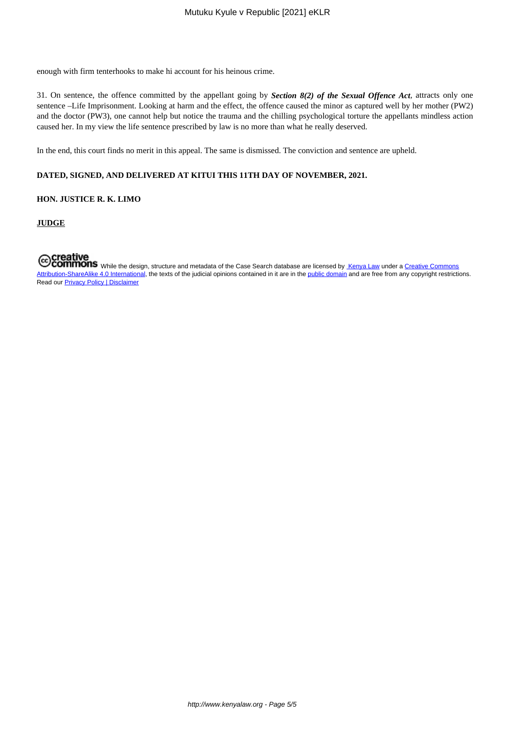enough with firm tenterhooks to make hi account for his heinous crime.

31. On sentence, the offence committed by the appellant going by ***Section 8(2) of the Sexual Offence Act***, attracts only one sentence –Life Imprisonment. Looking at harm and the effect, the offence caused the minor as captured well by her mother (PW2) and the doctor (PW3), one cannot help but notice the trauma and the chilling psychological torture the appellants mindless action caused her. In my view the life sentence prescribed by law is no more than what he really deserved.

In the end, this court finds no merit in this appeal. The same is dismissed. The conviction and sentence are upheld.

**DATED, SIGNED, AND DELIVERED AT KITUI THIS 11TH DAY OF NOVEMBER, 2021.**

**HON. JUSTICE R. K. LIMO**

**JUDGE**

While the design, structure and metadata of the Case Search database are licensed by Kenya Law under a Creative Commons Attribution-ShareAlike 4.0 International, the texts of the judicial opinions contained in it are in the public domain and are free from any copyright restrictions. Read our Privacy Policy | Disclaimer